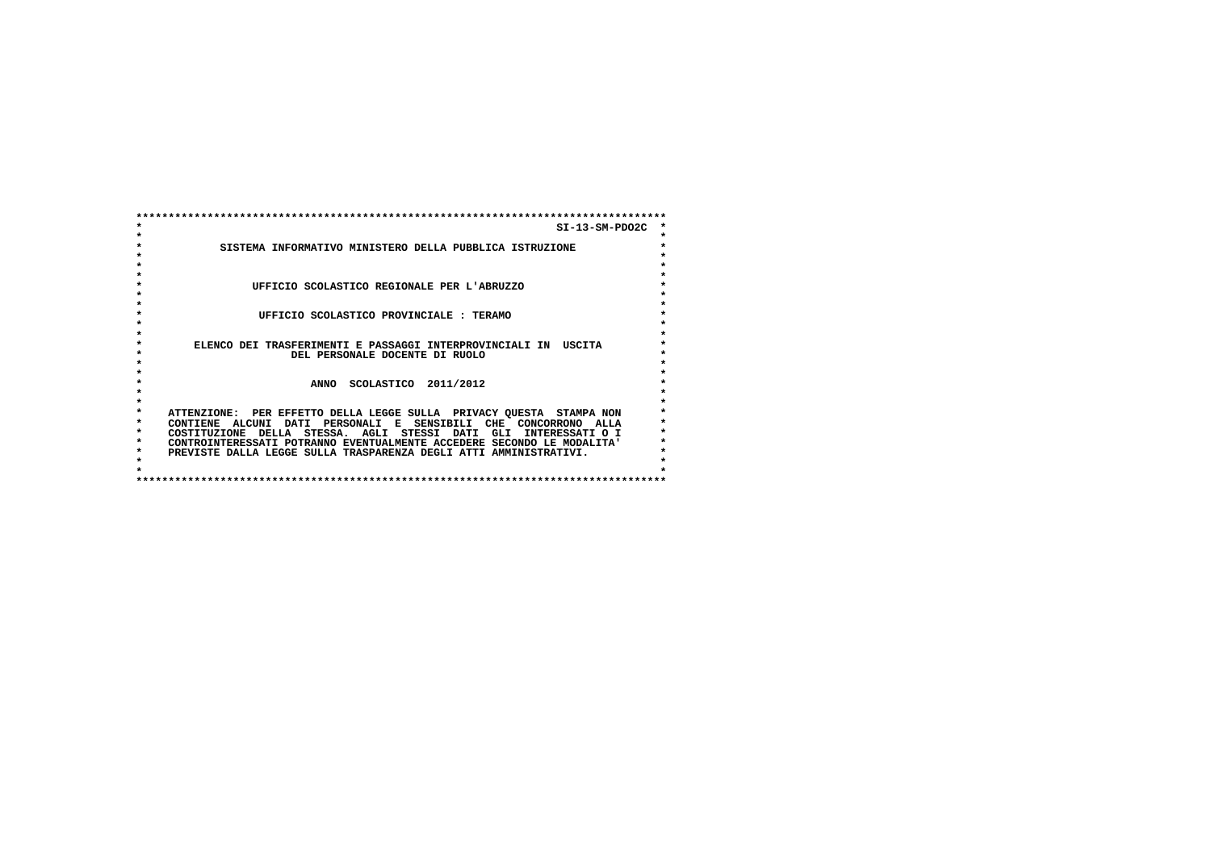SI-13-SM-PDO2C

SISTEMA INFORMATIVO MINISTERO DELLA PUBBLICA ISTRUZIONE

UFFICIO SCOLASTICO REGIONALE PER L'ABRUZZO

UFFICIO SCOLASTICO PROVINCIALE : TERAMO

ELENCO DEI TRASFERIMENTI E PASSAGGI INTERPROVINCIALI IN USCITA
DEL PERSONALE DOCENTE DI RUOLO

ANNO SCOLASTICO 2011/2012

ATTENZIONE: PER EFFETTO DELLA LEGGE SULLA PRIVACY QUESTA STAMPA NON CONTIENE ALCUNI DATI PERSONALI E SENSIBILI CHE CONCORRONO ALLA COSTITUZIONE DELLA STESSA. AGLI STESSI DATI GLI INTERESSATI O I CONTROINTERESSATI POTRANNO EVENTUALMENTE ACCEDERE SECONDO LE MODALITA' PREVISTE DALLA LEGGE SULLA TRASPARENZA DEGLI ATTI AMMINISTRATIVI.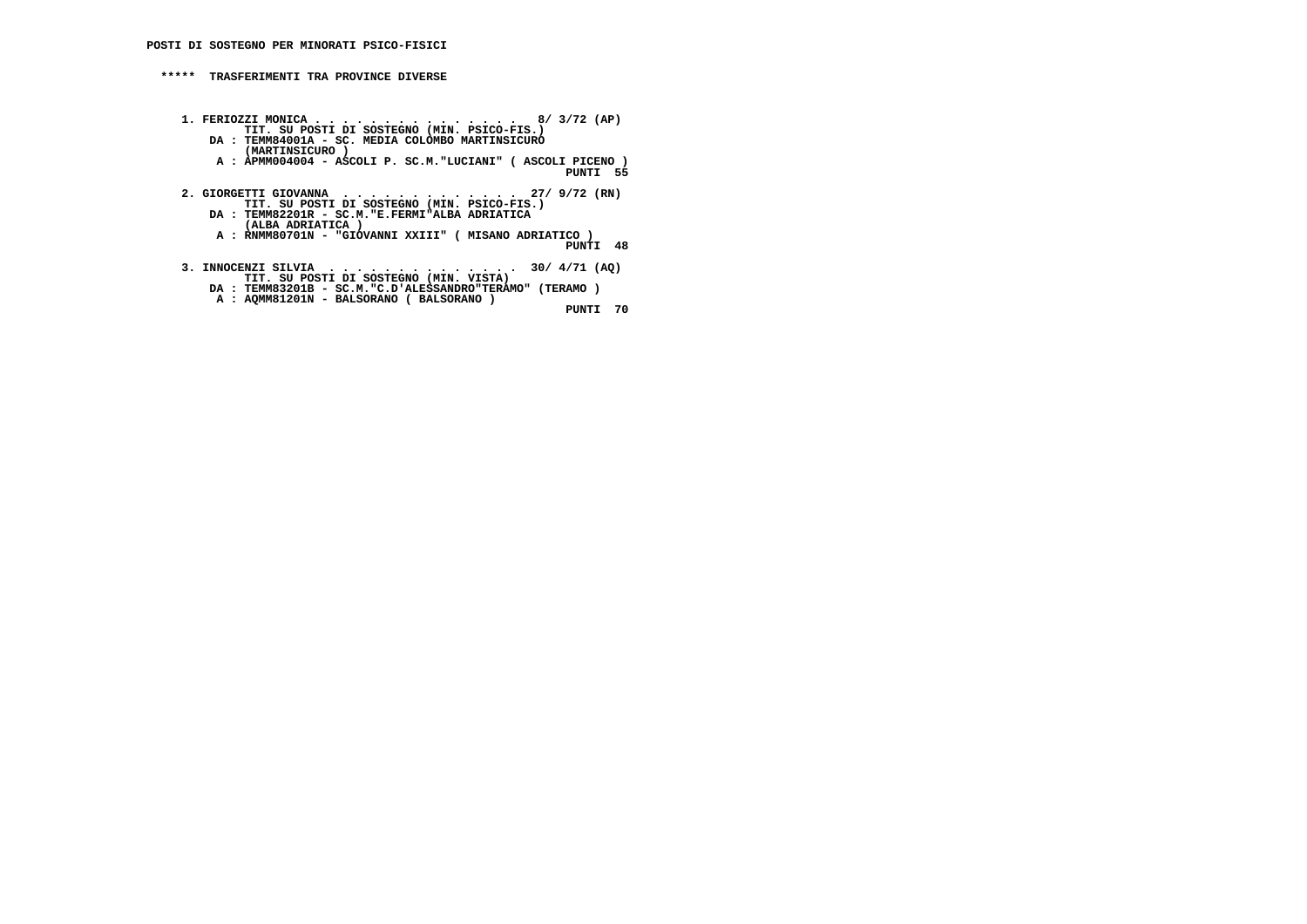**POSTI DI SOSTEGNO PER MINORATI PSICO-FISICI**

**\*\*\*\*\*  TRASFERIMENTI TRA PROVINCE DIVERSE**

1. FERIOZZI MONICA . . . . . . . . . . . . . . . 8/ 3/72 (AP)
   TIT. SU POSTI DI SOSTEGNO (MIN. PSICO-FIS.)
   DA : TEMM84001A - SC. MEDIA COLOMBO MARTINSICURO (MARTINSICURO )
   A : APMM004004 - ASCOLI P. SC.M."LUCIANI" ( ASCOLI PICENO )
   PUNTI 55

2. GIORGETTI GIOVANNA . . . . . . . . . . . . . 27/ 9/72 (RN)
   TIT. SU POSTI DI SOSTEGNO (MIN. PSICO-FIS.)
   DA : TEMM82201R - SC.M."E.FERMI"ALBA ADRIATICA (ALBA ADRIATICA )
   A : RNMM80701N - "GIOVANNI XXIII" ( MISANO ADRIATICO )
   PUNTI 48

3. INNOCENZI SILVIA . . . . . . . . . . . . . . 30/ 4/71 (AQ)
   TIT. SU POSTI DI SOSTEGNO (MIN. VISTA)
   DA : TEMM83201B - SC.M."C.D'ALESSANDRO"TERAMO" (TERAMO )
   A : AQMM81201N - BALSORANO ( BALSORANO )
   PUNTI 70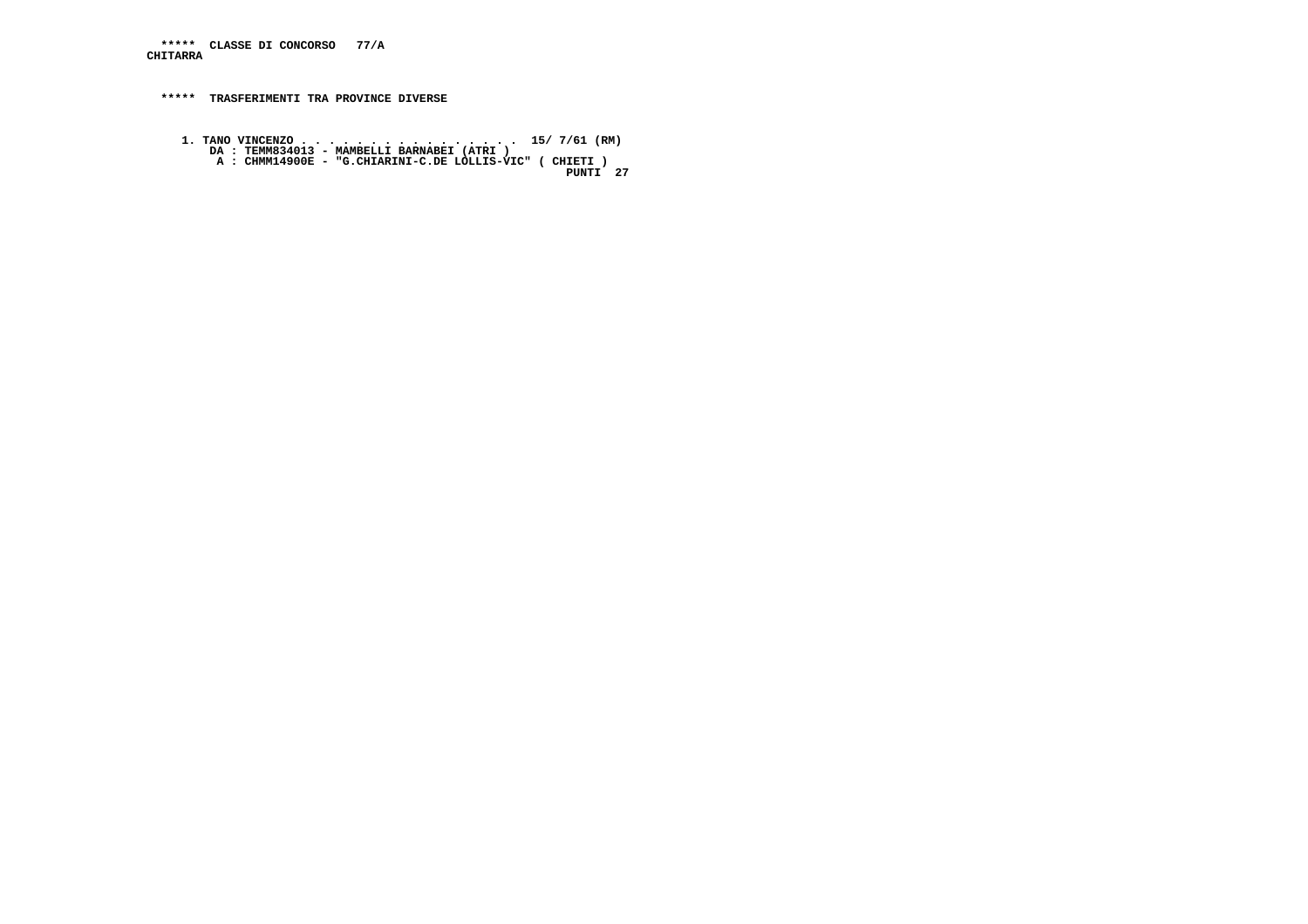***** CLASSE DI CONCORSO 77/A
CHITARRA

***** TRASFERIMENTI TRA PROVINCE DIVERSE

1. TANO VINCENZO . . . . . . . . . . . . . . . . 15/ 7/61 (RM)
   DA : TEMM834013 - MAMBELLI BARNABEI (ATRI )
   A : CHMM14900E - "G.CHIARINI-C.DE LOLLIS-VIC" ( CHIETI )
   PUNTI 27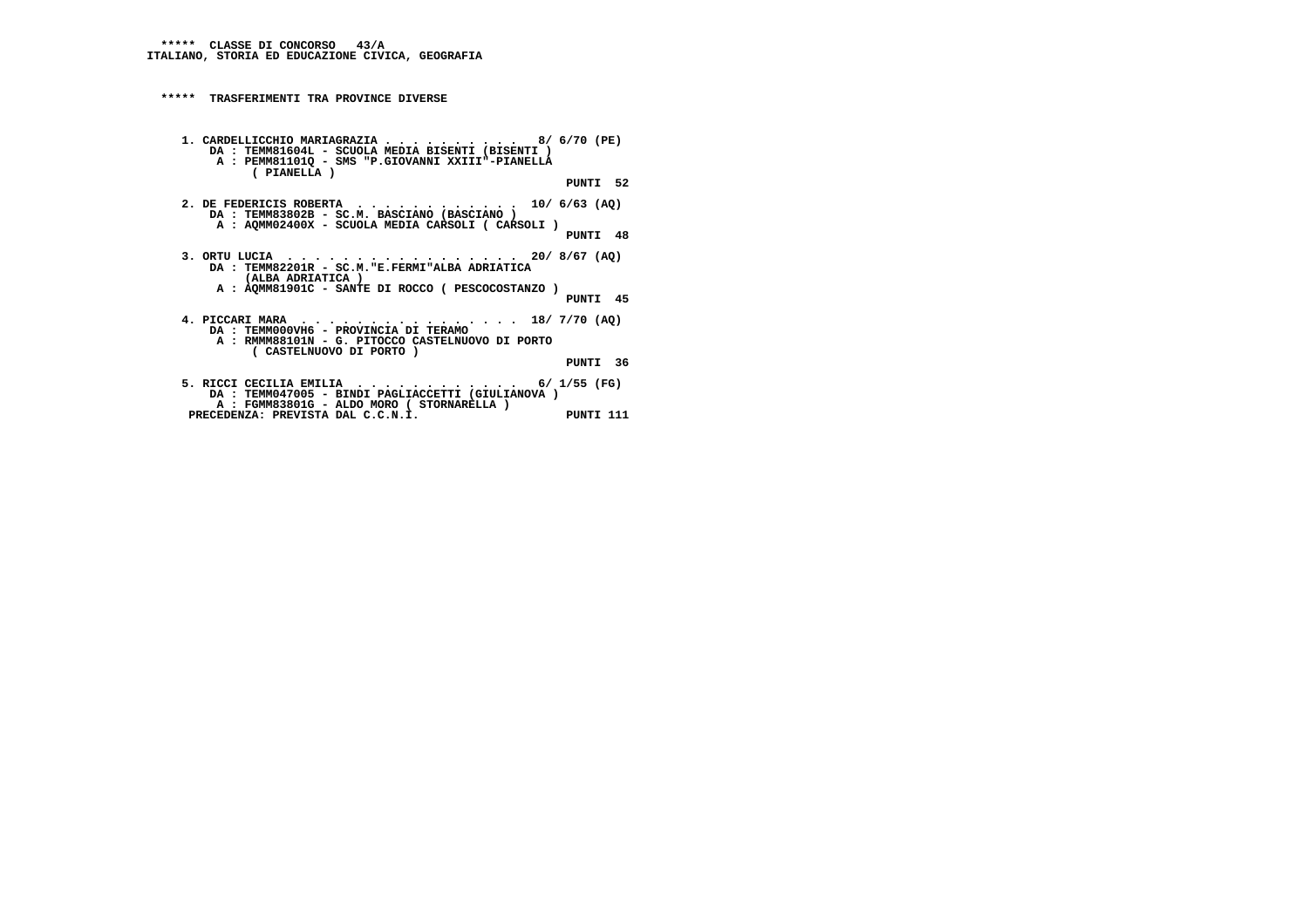***** CLASSE DI CONCORSO 43/A
ITALIANO, STORIA ED EDUCAZIONE CIVICA, GEOGRAFIA

***** TRASFERIMENTI TRA PROVINCE DIVERSE

1. CARDELLICCHIO MARIAGRAZIA . . . . . . . . . . 8/ 6/70 (PE)
DA : TEMM81604L - SCUOLA MEDIA BISENTI (BISENTI )
A : PEMM81101Q - SMS "P.GIOVANNI XXIII"-PIANELLA ( PIANELLA )
PUNTI 52

2. DE FEDERICIS ROBERTA . . . . . . . . . . . . 10/ 6/63 (AQ)
DA : TEMM83802B - SC.M. BASCIANO (BASCIANO )
A : AQMM02400X - SCUOLA MEDIA CARSOLI ( CARSOLI )
PUNTI 48

3. ORTU LUCIA . . . . . . . . . . . . . . . . . 20/ 8/67 (AQ)
DA : TEMM82201R - SC.M."E.FERMI"ALBA ADRIATICA (ALBA ADRIATICA )
A : AQMM81901C - SANTE DI ROCCO ( PESCOCOSTANZO )
PUNTI 45

4. PICCARI MARA . . . . . . . . . . . . . . . 18/ 7/70 (AQ)
DA : TEMM000VH6 - PROVINCIA DI TERAMO
A : RMMM88101N - G. PITOCCO CASTELNUOVO DI PORTO ( CASTELNUOVO DI PORTO )
PUNTI 36

5. RICCI CECILIA EMILIA . . . . . . . . . . . . 6/ 1/55 (FG)
DA : TEMM047005 - BINDI PAGLIACCETTI (GIULIANOVA )
A : FGMM83801G - ALDO MORO ( STORNARELLA )
PRECEDENZA: PREVISTA DAL C.C.N.I. PUNTI 111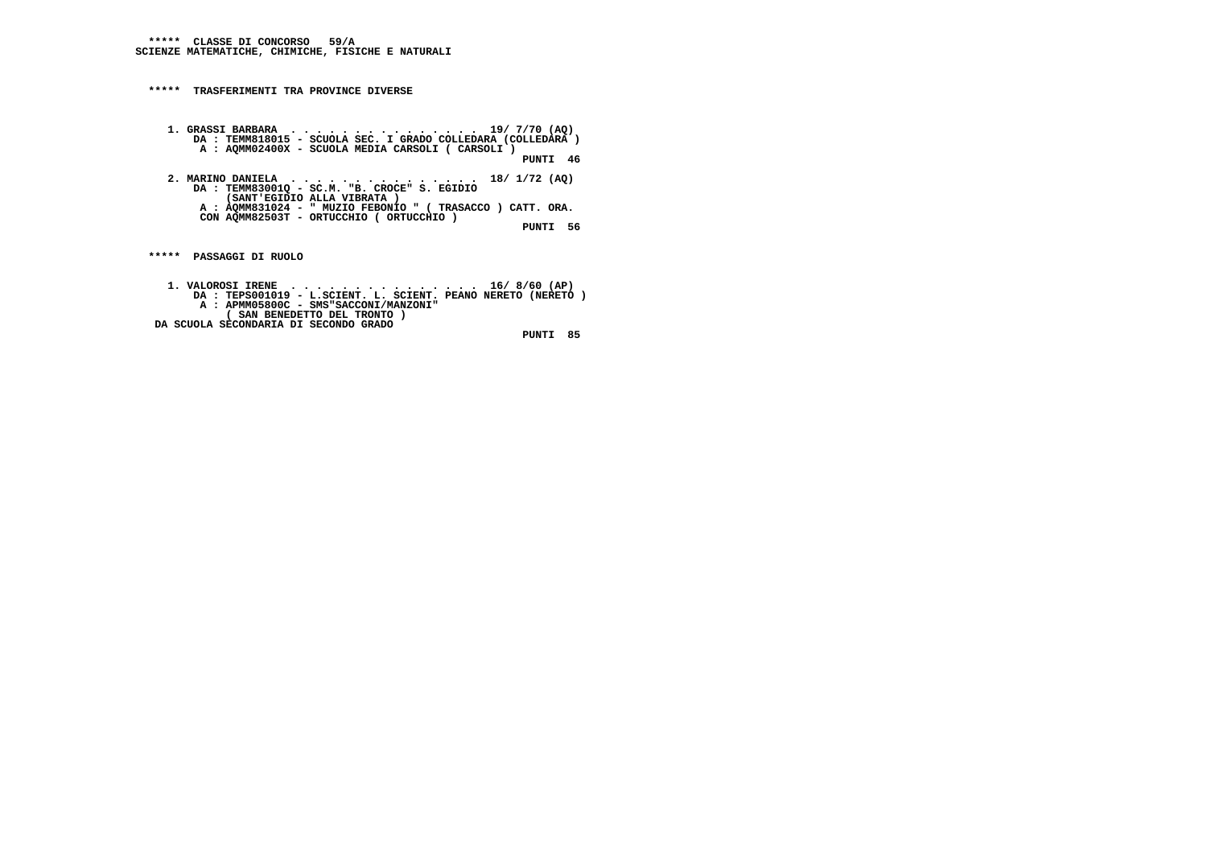***** CLASSE DI CONCORSO 59/A
SCIENZE MATEMATICHE, CHIMICHE, FISICHE E NATURALI

***** TRASFERIMENTI TRA PROVINCE DIVERSE

1. GRASSI BARBARA . . . . . . . . . . . . . . . 19/ 7/70 (AQ)
   DA : TEMM818015 - SCUOLA SEC. I GRADO COLLEDARA (COLLEDARA )
   A : AQMM02400X - SCUOLA MEDIA CARSOLI ( CARSOLI )
   PUNTI 46

2. MARINO DANIELA . . . . . . . . . . . . . . . 18/ 1/72 (AQ)
   DA : TEMM83001Q - SC.M. "B. CROCE" S. EGIDIO
   (SANT'EGIDIO ALLA VIBRATA )
   A : AQMM831024 - " MUZIO FEBONIO " ( TRASACCO ) CATT. ORA.
   CON AQMM82503T - ORTUCCHIO ( ORTUCCHIO )
   PUNTI 56

***** PASSAGGI DI RUOLO

1. VALOROSI IRENE . . . . . . . . . . . . . . . 16/ 8/60 (AP)
   DA : TEPS001019 - L.SCIENT. L. SCIENT. PEANO NERETO (NERETO )
   A : APMM05800C - SMS"SACCONI/MANZONI"
   ( SAN BENEDETTO DEL TRONTO )
   DA SCUOLA SECONDARIA DI SECONDO GRADO
   PUNTI 85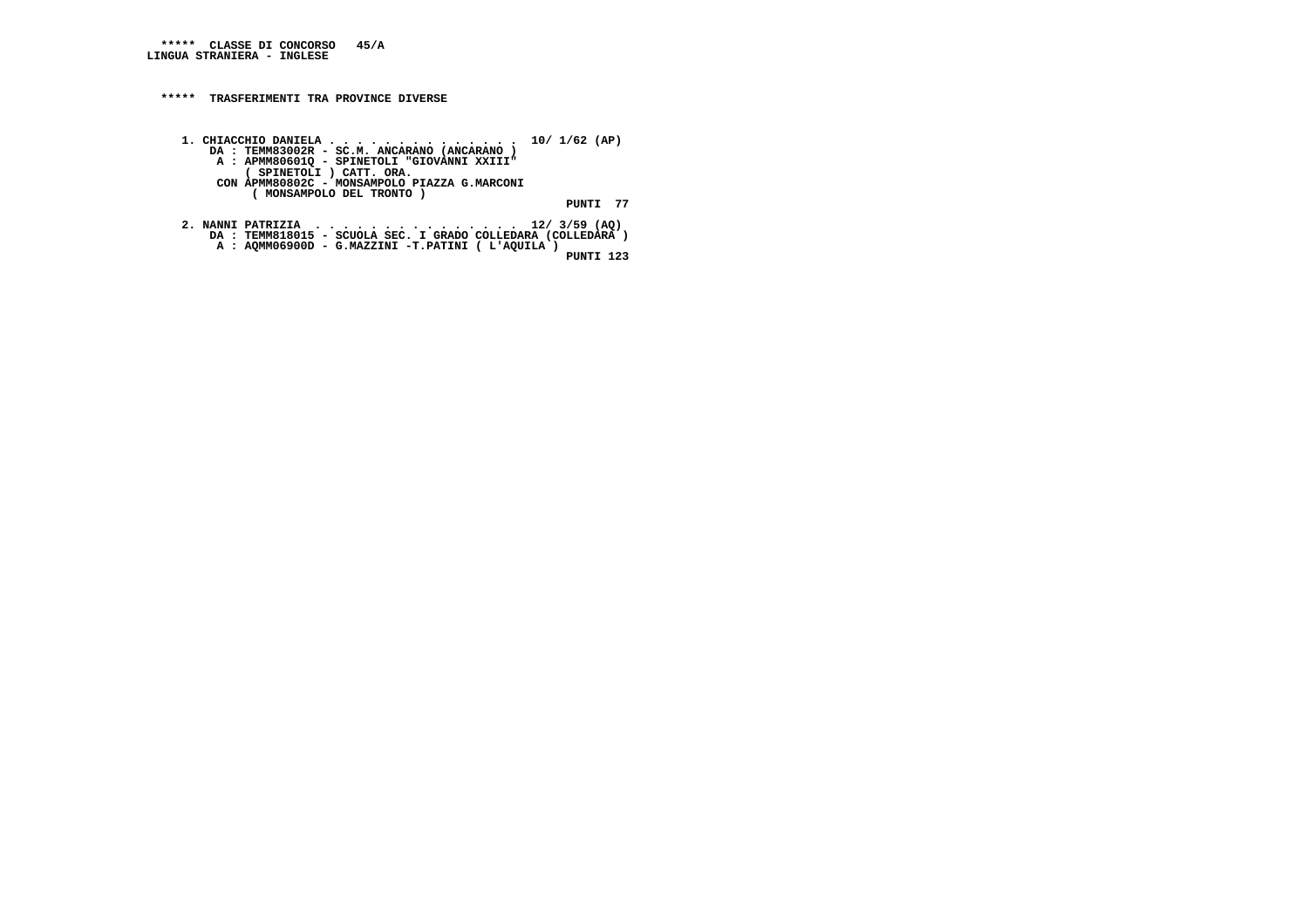**\*\*\*\*\*  CLASSE DI CONCORSO   45/A**
**LINGUA STRANIERA - INGLESE**

**\*\*\*\*\*  TRASFERIMENTI TRA PROVINCE DIVERSE**

```
1. CHIACCHIO DANIELA . . . . . . . . . . . . . .  10/ 1/62 (AP)
    DA : TEMM83002R - SC.M. ANCARANO (ANCARANO )
     A : APMM80601Q - SPINETOLI "GIOVANNI XXIII"
         ( SPINETOLI ) CATT. ORA.
   CON APMM80802C - MONSAMPOLO PIAZZA G.MARCONI
         ( MONSAMPOLO DEL TRONTO )
                                                    PUNTI  77

2. NANNI PATRIZIA  . . . . . . . . . . . . . . .  12/ 3/59 (AQ)
    DA : TEMM818015 - SCUOLA SEC. I GRADO COLLEDARA (COLLEDARA )
     A : AQMM06900D - G.MAZZINI -T.PATINI ( L'AQUILA )
                                                    PUNTI 123
```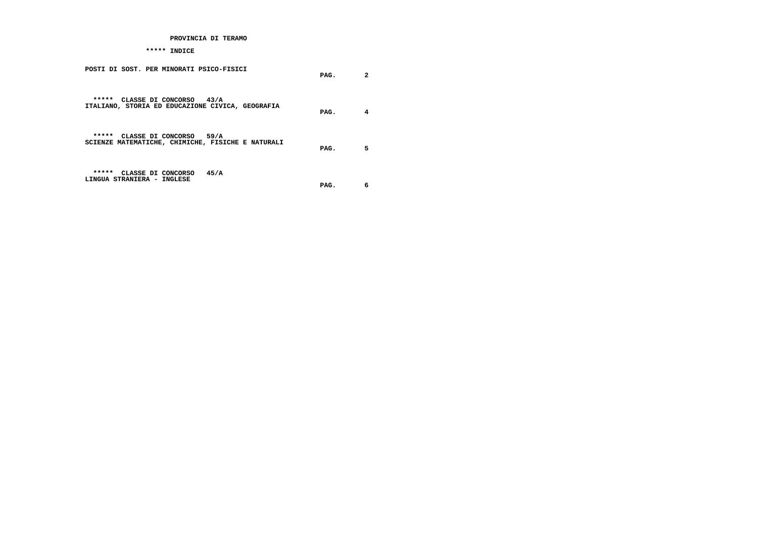**PROVINCIA DI TERAMO**

**\*\*\*\*\* INDICE**

| | | |
|---|---|---|
| **POSTI DI SOST. PER MINORATI PSICO-FISICI** | **PAG.** | **2** |
| **\*\*\*\*\* CLASSE DI CONCORSO 43/A**<br>**ITALIANO, STORIA ED EDUCAZIONE CIVICA, GEOGRAFIA** | **PAG.** | **4** |
| **\*\*\*\*\* CLASSE DI CONCORSO 59/A**<br>**SCIENZE MATEMATICHE, CHIMICHE, FISICHE E NATURALI** | **PAG.** | **5** |
| **\*\*\*\*\* CLASSE DI CONCORSO 45/A**<br>**LINGUA STRANIERA - INGLESE** | **PAG.** | **6** |